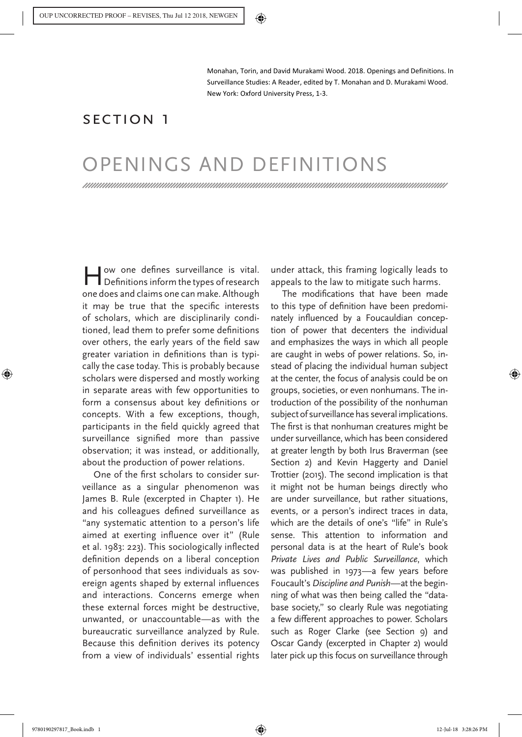Monahan, Torin, and David Murakami Wood. 2018. Openings and Definitions. In Surveillance Studies: A Reader, edited by T. Monahan and D. Murakami Wood. New York: Oxford University Press, 1-3.

## SECTION 1

# OPENINGS AND DEFINITIONS

How one defines surveillance is vital. Definitions inform the types of research one does and claims one can make. Although it may be true that the specific interests of scholars, which are disciplinarily conditioned, lead them to prefer some definitions over others, the early years of the field saw greater variation in definitions than is typically the case today. This is probably because scholars were dispersed and mostly working in separate areas with few opportunities to form a consensus about key definitions or concepts. With a few exceptions, though, participants in the field quickly agreed that surveillance signified more than passive observation; it was instead, or additionally, about the production of power relations.

One of the first scholars to consider surveillance as a singular phenomenon was James B. Rule (excerpted in Chapter 1). He and his colleagues defined surveillance as "any systematic attention to a person's life aimed at exerting influence over it" (Rule et al. 1983: 223). This sociologically inflected definition depends on a liberal conception of personhood that sees individuals as sovereign agents shaped by external influences and interactions. Concerns emerge when these external forces might be destructive, unwanted, or unaccountable—as with the bureaucratic surveillance analyzed by Rule. Because this definition derives its potency from a view of individuals' essential rights under attack, this framing logically leads to appeals to the law to mitigate such harms.

The modifications that have been made to this type of definition have been predominately influenced by a Foucauldian conception of power that decenters the individual and emphasizes the ways in which all people are caught in webs of power relations. So, instead of placing the individual human subject at the center, the focus of analysis could be on groups, societies, or even nonhumans. The introduction of the possibility of the nonhuman subject of surveillance has several implications. The first is that nonhuman creatures might be under surveillance, which has been considered at greater length by both Irus Braverman (see Section 2) and Kevin Haggerty and Daniel Trottier (2015). The second implication is that it might not be human beings directly who are under surveillance, but rather situations, events, or a person's indirect traces in data, which are the details of one's "life" in Rule's sense. This attention to information and personal data is at the heart of Rule's book *Private Lives and Public Surveillance*, which was published in 1973—a few years before Foucault's *Discipline and Punish*—at the beginning of what was then being called the "database society," so clearly Rule was negotiating a few different approaches to power. Scholars such as Roger Clarke (see Section 9) and Oscar Gandy (excerpted in Chapter 2) would later pick up this focus on surveillance through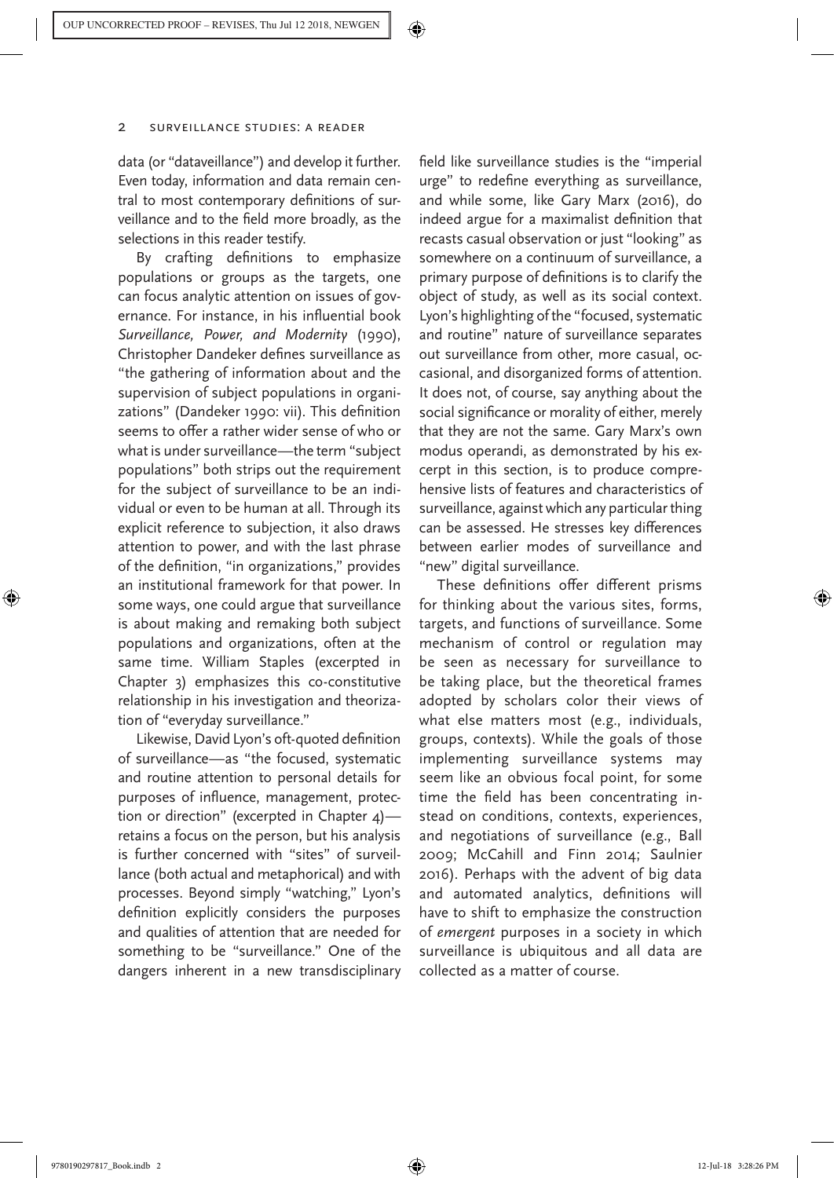data (or "dataveillance") and develop it further. Even today, information and data remain central to most contemporary definitions of surveillance and to the field more broadly, as the selections in this reader testify.

By crafting definitions to emphasize populations or groups as the targets, one can focus analytic attention on issues of governance. For instance, in his influential book *Surveillance, Power, and Modernity* (1990), Christopher Dandeker defines surveillance as "the gathering of information about and the supervision of subject populations in organizations" (Dandeker 1990: vii). This definition seems to offer a rather wider sense of who or what is under surveillance—the term "subject populations" both strips out the requirement for the subject of surveillance to be an individual or even to be human at all. Through its explicit reference to subjection, it also draws attention to power, and with the last phrase of the definition, "in organizations," provides an institutional framework for that power. In some ways, one could argue that surveillance is about making and remaking both subject populations and organizations, often at the same time. William Staples (excerpted in Chapter 3) emphasizes this co-constitutive relationship in his investigation and theorization of "everyday surveillance."

Likewise, David Lyon's oft-quoted definition of surveillance—as "the focused, systematic and routine attention to personal details for purposes of influence, management, protection or direction" (excerpted in Chapter 4)—retains a focus on the person, but his analysis is further concerned with "sites" of surveillance (both actual and metaphorical) and with processes. Beyond simply "watching," Lyon's definition explicitly considers the purposes and qualities of attention that are needed for something to be "surveillance." One of the dangers inherent in a new transdisciplinary field like surveillance studies is the "imperial urge" to redefine everything as surveillance, and while some, like Gary Marx (2016), do indeed argue for a maximalist definition that recasts casual observation or just "looking" as somewhere on a continuum of surveillance, a primary purpose of definitions is to clarify the object of study, as well as its social context. Lyon's highlighting of the "focused, systematic and routine" nature of surveillance separates out surveillance from other, more casual, occasional, and disorganized forms of attention. It does not, of course, say anything about the social significance or morality of either, merely that they are not the same. Gary Marx's own modus operandi, as demonstrated by his excerpt in this section, is to produce comprehensive lists of features and characteristics of surveillance, against which any particular thing can be assessed. He stresses key differences between earlier modes of surveillance and "new" digital surveillance.

These definitions offer different prisms for thinking about the various sites, forms, targets, and functions of surveillance. Some mechanism of control or regulation may be seen as necessary for surveillance to be taking place, but the theoretical frames adopted by scholars color their views of what else matters most (e.g., individuals, groups, contexts). While the goals of those implementing surveillance systems may seem like an obvious focal point, for some time the field has been concentrating instead on conditions, contexts, experiences, and negotiations of surveillance (e.g., Ball 2009; McCahill and Finn 2014; Saulnier 2016). Perhaps with the advent of big data and automated analytics, definitions will have to shift to emphasize the construction of *emergent* purposes in a society in which surveillance is ubiquitous and all data are collected as a matter of course.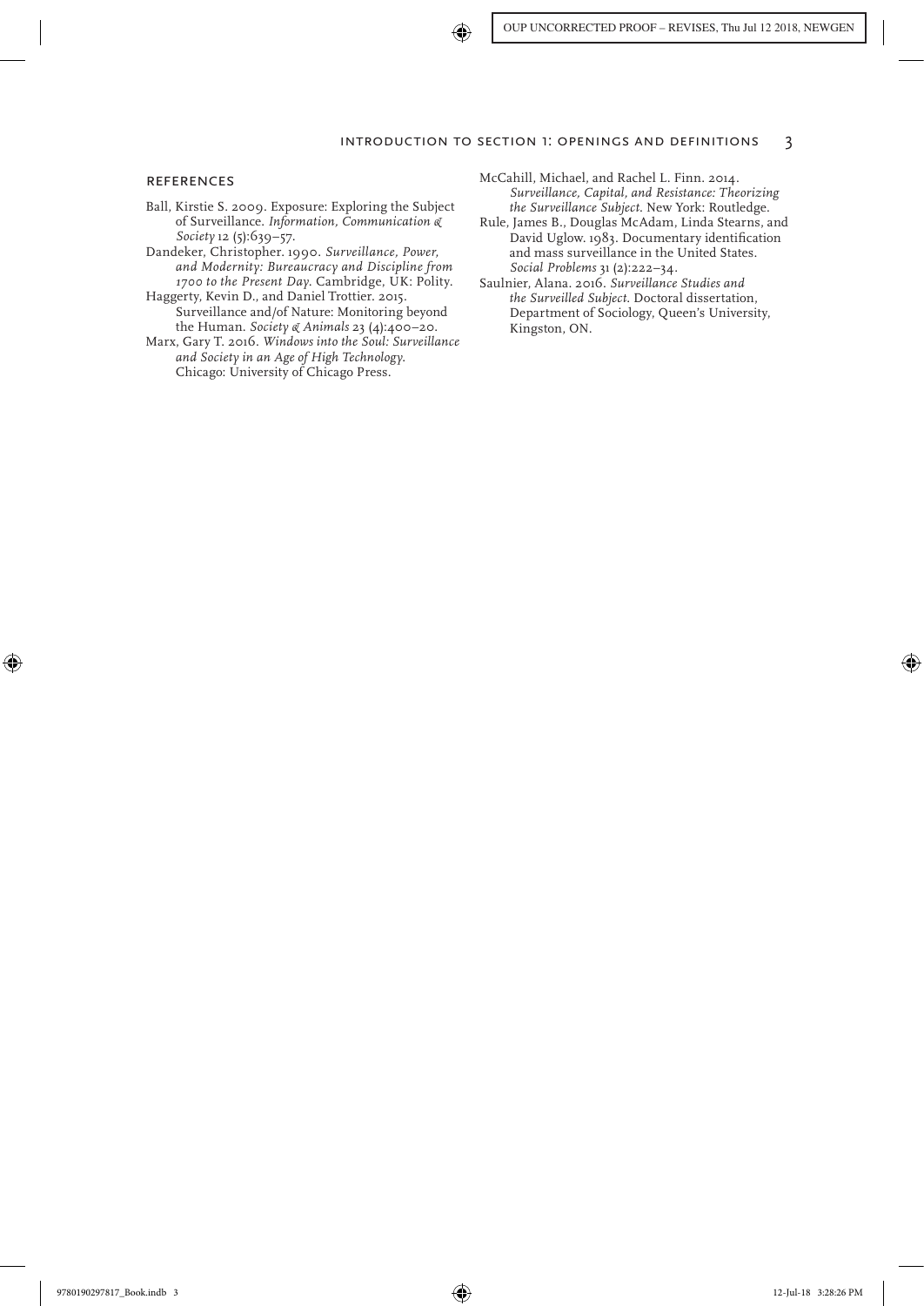## REFERENCES

Ball, Kirstie S. 2009. Exposure: Exploring the Subject of Surveillance. *Information, Communication & Society* 12 (5):639–57.

Dandeker, Christopher. 1990. *Surveillance, Power, and Modernity: Bureaucracy and Discipline from 1700 to the Present Day*. Cambridge, UK: Polity.

Haggerty, Kevin D., and Daniel Trottier. 2015. Surveillance and/of Nature: Monitoring beyond the Human. *Society & Animals* 23 (4):400–20.

Marx, Gary T. 2016. *Windows into the Soul: Surveillance and Society in an Age of High Technology*. Chicago: University of Chicago Press.

McCahill, Michael, and Rachel L. Finn. 2014. *Surveillance, Capital, and Resistance: Theorizing the Surveillance Subject*. New York: Routledge.

Rule, James B., Douglas McAdam, Linda Stearns, and David Uglow. 1983. Documentary identification and mass surveillance in the United States. *Social Problems* 31 (2):222–34.

Saulnier, Alana. 2016. *Surveillance Studies and the Surveilled Subject*. Doctoral dissertation, Department of Sociology, Queen's University, Kingston, ON.